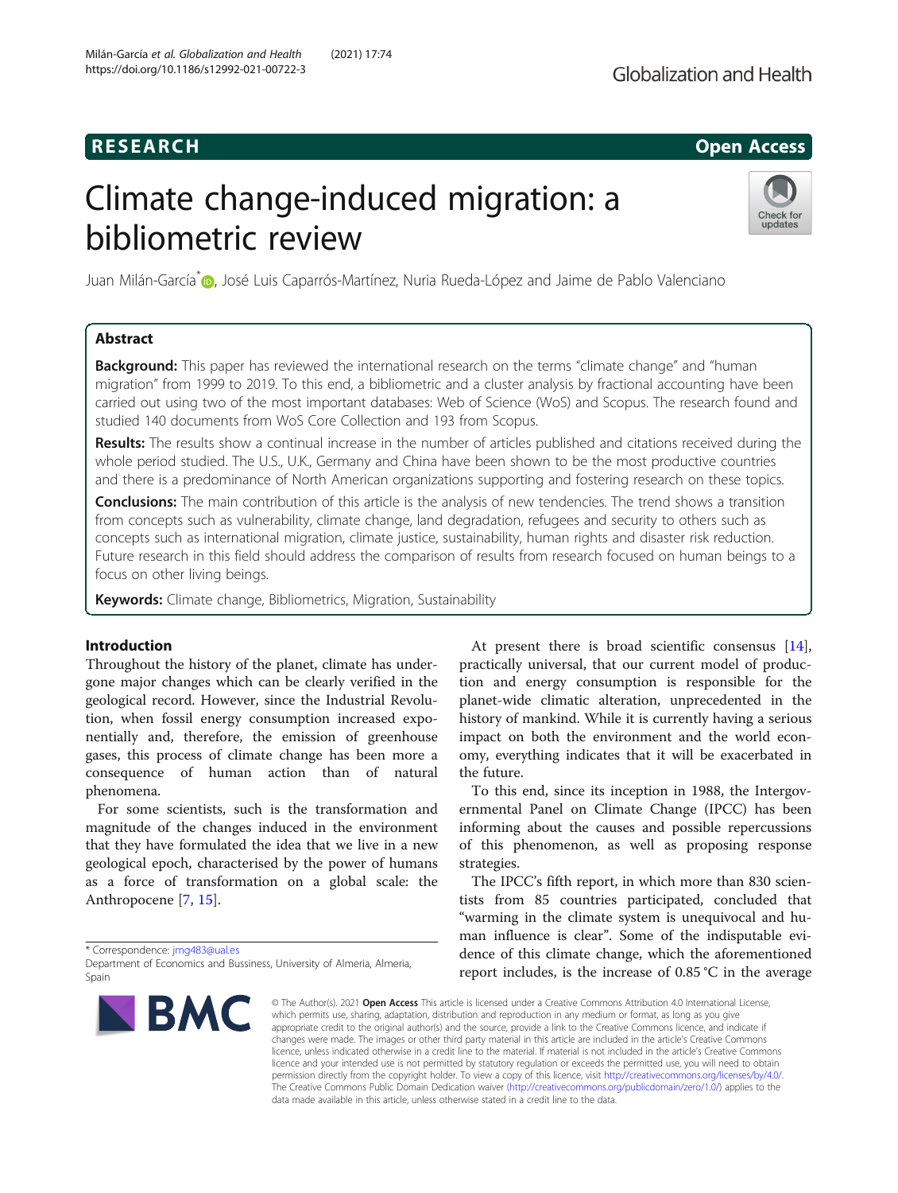RESEARCH

Open Access

# Climate change-induced migration: a bibliometric review

Juan Milán-García*, José Luis Caparrós-Martínez, Nuria Rueda-López and Jaime de Pablo Valenciano

## Abstract

**Background:** This paper has reviewed the international research on the terms "climate change" and "human migration" from 1999 to 2019. To this end, a bibliometric and a cluster analysis by fractional accounting have been carried out using two of the most important databases: Web of Science (WoS) and Scopus. The research found and studied 140 documents from WoS Core Collection and 193 from Scopus.

**Results:** The results show a continual increase in the number of articles published and citations received during the whole period studied. The U.S., U.K., Germany and China have been shown to be the most productive countries and there is a predominance of North American organizations supporting and fostering research on these topics.

**Conclusions:** The main contribution of this article is the analysis of new tendencies. The trend shows a transition from concepts such as vulnerability, climate change, land degradation, refugees and security to others such as concepts such as international migration, climate justice, sustainability, human rights and disaster risk reduction. Future research in this field should address the comparison of results from research focused on human beings to a focus on other living beings.

**Keywords:** Climate change, Bibliometrics, Migration, Sustainability

## Introduction

Throughout the history of the planet, climate has undergone major changes which can be clearly verified in the geological record. However, since the Industrial Revolution, when fossil energy consumption increased exponentially and, therefore, the emission of greenhouse gases, this process of climate change has been more a consequence of human action than of natural phenomena.

For some scientists, such is the transformation and magnitude of the changes induced in the environment that they have formulated the idea that we live in a new geological epoch, characterised by the power of humans as a force of transformation on a global scale: the Anthropocene [7, 15].

At present there is broad scientific consensus [14], practically universal, that our current model of production and energy consumption is responsible for the planet-wide climatic alteration, unprecedented in the history of mankind. While it is currently having a serious impact on both the environment and the world economy, everything indicates that it will be exacerbated in the future.

To this end, since its inception in 1988, the Intergovernmental Panel on Climate Change (IPCC) has been informing about the causes and possible repercussions of this phenomenon, as well as proposing response strategies.

The IPCC's fifth report, in which more than 830 scientists from 85 countries participated, concluded that "warming in the climate system is unequivocal and human influence is clear". Some of the indisputable evidence of this climate change, which the aforementioned report includes, is the increase of 0.85 °C in the average

---

* Correspondence: jmg483@ual.es
Department of Economics and Bussiness, University of Almeria, Almeria, Spain

© The Author(s). 2021 **Open Access** This article is licensed under a Creative Commons Attribution 4.0 International License, which permits use, sharing, adaptation, distribution and reproduction in any medium or format, as long as you give appropriate credit to the original author(s) and the source, provide a link to the Creative Commons licence, and indicate if changes were made. The images or other third party material in this article are included in the article's Creative Commons licence, unless indicated otherwise in a credit line to the material. If material is not included in the article's Creative Commons licence and your intended use is not permitted by statutory regulation or exceeds the permitted use, you will need to obtain permission directly from the copyright holder. To view a copy of this licence, visit http://creativecommons.org/licenses/by/4.0/. The Creative Commons Public Domain Dedication waiver (http://creativecommons.org/publicdomain/zero/1.0/) applies to the data made available in this article, unless otherwise stated in a credit line to the data.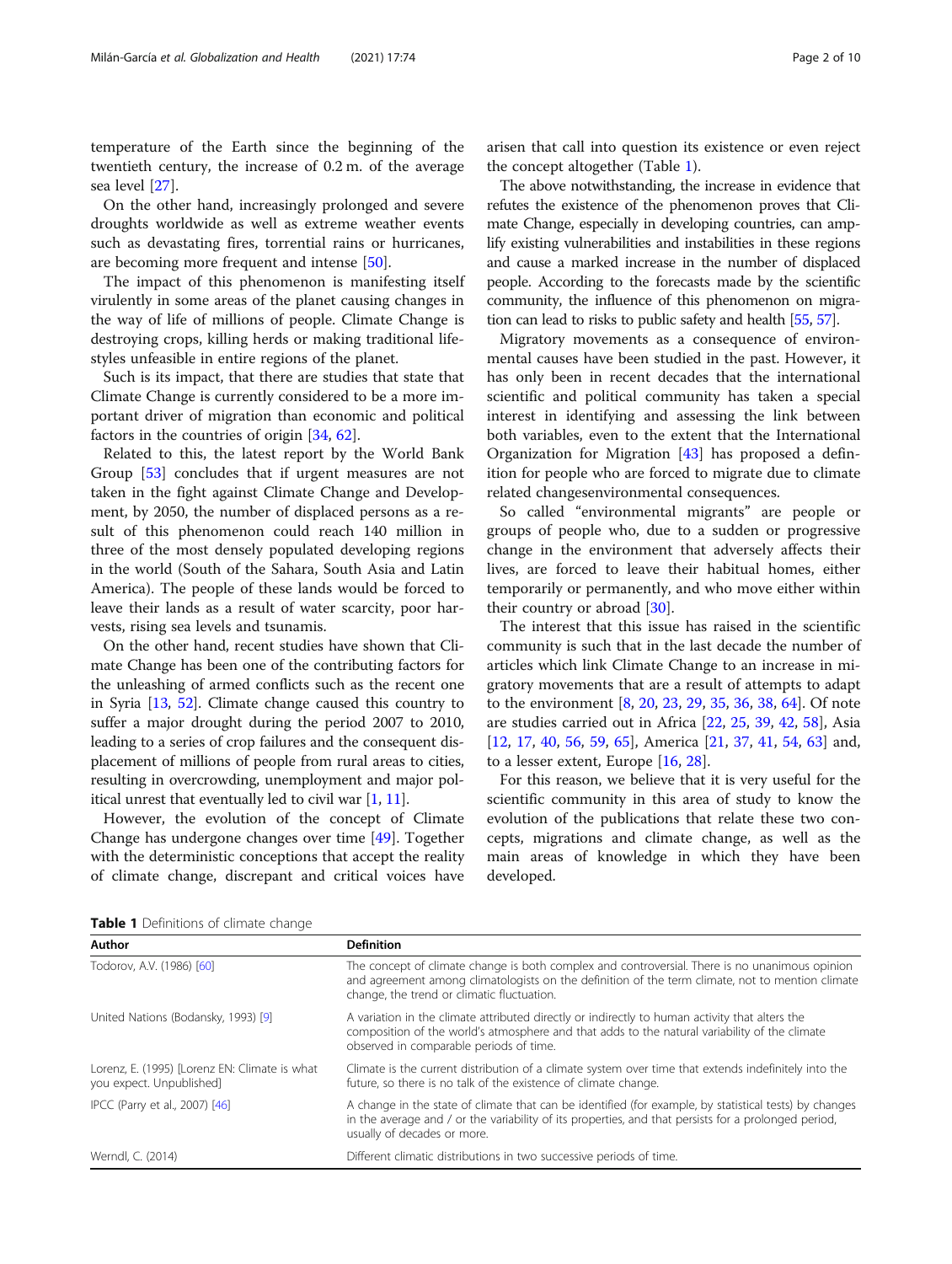temperature of the Earth since the beginning of the twentieth century, the increase of 0.2 m. of the average sea level [27].

On the other hand, increasingly prolonged and severe droughts worldwide as well as extreme weather events such as devastating fires, torrential rains or hurricanes, are becoming more frequent and intense [50].

The impact of this phenomenon is manifesting itself virulently in some areas of the planet causing changes in the way of life of millions of people. Climate Change is destroying crops, killing herds or making traditional lifestyles unfeasible in entire regions of the planet.

Such is its impact, that there are studies that state that Climate Change is currently considered to be a more important driver of migration than economic and political factors in the countries of origin [34, 62].

Related to this, the latest report by the World Bank Group [53] concludes that if urgent measures are not taken in the fight against Climate Change and Development, by 2050, the number of displaced persons as a result of this phenomenon could reach 140 million in three of the most densely populated developing regions in the world (South of the Sahara, South Asia and Latin America). The people of these lands would be forced to leave their lands as a result of water scarcity, poor harvests, rising sea levels and tsunamis.

On the other hand, recent studies have shown that Climate Change has been one of the contributing factors for the unleashing of armed conflicts such as the recent one in Syria [13, 52]. Climate change caused this country to suffer a major drought during the period 2007 to 2010, leading to a series of crop failures and the consequent displacement of millions of people from rural areas to cities, resulting in overcrowding, unemployment and major political unrest that eventually led to civil war [1, 11].

However, the evolution of the concept of Climate Change has undergone changes over time [49]. Together with the deterministic conceptions that accept the reality of climate change, discrepant and critical voices have arisen that call into question its existence or even reject the concept altogether (Table 1).

The above notwithstanding, the increase in evidence that refutes the existence of the phenomenon proves that Climate Change, especially in developing countries, can amplify existing vulnerabilities and instabilities in these regions and cause a marked increase in the number of displaced people. According to the forecasts made by the scientific community, the influence of this phenomenon on migration can lead to risks to public safety and health [55, 57].

Migratory movements as a consequence of environmental causes have been studied in the past. However, it has only been in recent decades that the international scientific and political community has taken a special interest in identifying and assessing the link between both variables, even to the extent that the International Organization for Migration [43] has proposed a definition for people who are forced to migrate due to climate related changesenvironmental consequences.

So called "environmental migrants" are people or groups of people who, due to a sudden or progressive change in the environment that adversely affects their lives, are forced to leave their habitual homes, either temporarily or permanently, and who move either within their country or abroad [30].

The interest that this issue has raised in the scientific community is such that in the last decade the number of articles which link Climate Change to an increase in migratory movements that are a result of attempts to adapt to the environment [8, 20, 23, 29, 35, 36, 38, 64]. Of note are studies carried out in Africa [22, 25, 39, 42, 58], Asia [12, 17, 40, 56, 59, 65], America [21, 37, 41, 54, 63] and, to a lesser extent, Europe [16, 28].

For this reason, we believe that it is very useful for the scientific community in this area of study to know the evolution of the publications that relate these two concepts, migrations and climate change, as well as the main areas of knowledge in which they have been developed.

**Table 1** Definitions of climate change

| Author | Definition |
|---|---|
| Todorov, A.V. (1986) [60] | The concept of climate change is both complex and controversial. There is no unanimous opinion and agreement among climatologists on the definition of the term climate, not to mention climate change, the trend or climatic fluctuation. |
| United Nations (Bodansky, 1993) [9] | A variation in the climate attributed directly or indirectly to human activity that alters the composition of the world's atmosphere and that adds to the natural variability of the climate observed in comparable periods of time. |
| Lorenz, E. (1995) [Lorenz EN: Climate is what you expect. Unpublished] | Climate is the current distribution of a climate system over time that extends indefinitely into the future, so there is no talk of the existence of climate change. |
| IPCC (Parry et al., 2007) [46] | A change in the state of climate that can be identified (for example, by statistical tests) by changes in the average and / or the variability of its properties, and that persists for a prolonged period, usually of decades or more. |
| Werndl, C. (2014) | Different climatic distributions in two successive periods of time. |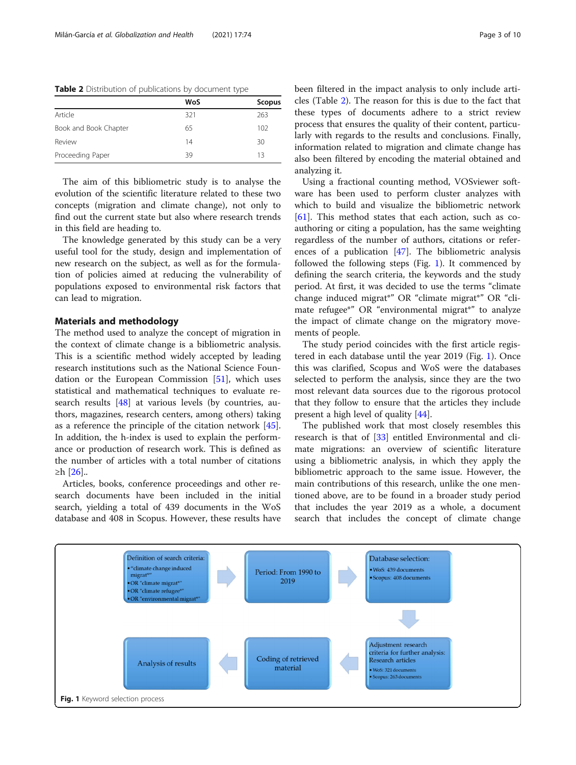Table 2 Distribution of publications by document type

| | WoS | Scopus |
|---|---|---|
| Article | 321 | 263 |
| Book and Book Chapter | 65 | 102 |
| Review | 14 | 30 |
| Proceeding Paper | 39 | 13 |

The aim of this bibliometric study is to analyse the evolution of the scientific literature related to these two concepts (migration and climate change), not only to find out the current state but also where research trends in this field are heading to.

The knowledge generated by this study can be a very useful tool for the study, design and implementation of new research on the subject, as well as for the formulation of policies aimed at reducing the vulnerability of populations exposed to environmental risk factors that can lead to migration.

## Materials and methodology

The method used to analyze the concept of migration in the context of climate change is a bibliometric analysis. This is a scientific method widely accepted by leading research institutions such as the National Science Foundation or the European Commission [51], which uses statistical and mathematical techniques to evaluate research results [48] at various levels (by countries, authors, magazines, research centers, among others) taking as a reference the principle of the citation network [45]. In addition, the h-index is used to explain the performance or production of research work. This is defined as the number of articles with a total number of citations ≥h [26]..

Articles, books, conference proceedings and other research documents have been included in the initial search, yielding a total of 439 documents in the WoS database and 408 in Scopus. However, these results have been filtered in the impact analysis to only include articles (Table 2). The reason for this is due to the fact that these types of documents adhere to a strict review process that ensures the quality of their content, particularly with regards to the results and conclusions. Finally, information related to migration and climate change has also been filtered by encoding the material obtained and analyzing it.

Using a fractional counting method, VOSviewer software has been used to perform cluster analyzes with which to build and visualize the bibliometric network [61]. This method states that each action, such as co-authoring or citing a population, has the same weighting regardless of the number of authors, citations or references of a publication [47]. The bibliometric analysis followed the following steps (Fig. 1). It commenced by defining the search criteria, the keywords and the study period. At first, it was decided to use the terms "climate change induced migrat*" OR "climate migrat*" OR "climate refugee*" OR "environmental migrat*" to analyze the impact of climate change on the migratory movements of people.

The study period coincides with the first article registered in each database until the year 2019 (Fig. 1). Once this was clarified, Scopus and WoS were the databases selected to perform the analysis, since they are the two most relevant data sources due to the rigorous protocol that they follow to ensure that the articles they include present a high level of quality [44].

The published work that most closely resembles this research is that of [33] entitled Environmental and climate migrations: an overview of scientific literature using a bibliometric analysis, in which they apply the bibliometric approach to the same issue. However, the main contributions of this research, unlike the one mentioned above, are to be found in a broader study period that includes the year 2019 as a whole, a document search that includes the concept of climate change

Definition of search criteria:
- "climate change induced migrat*"
- OR "climate migrat*"
- OR "climate refugee*"
- OR "environmental migrat*"

Period: From 1990 to 2019

Database selection:
- WoS: 439 documents
- Scopus: 408 documents

Adjustment research criteria for further analysis: Research articles
- WoS: 321 documents
- Scopus: 263 documents

Coding of retrieved material

Analysis of results

Fig. 1 Keyword selection process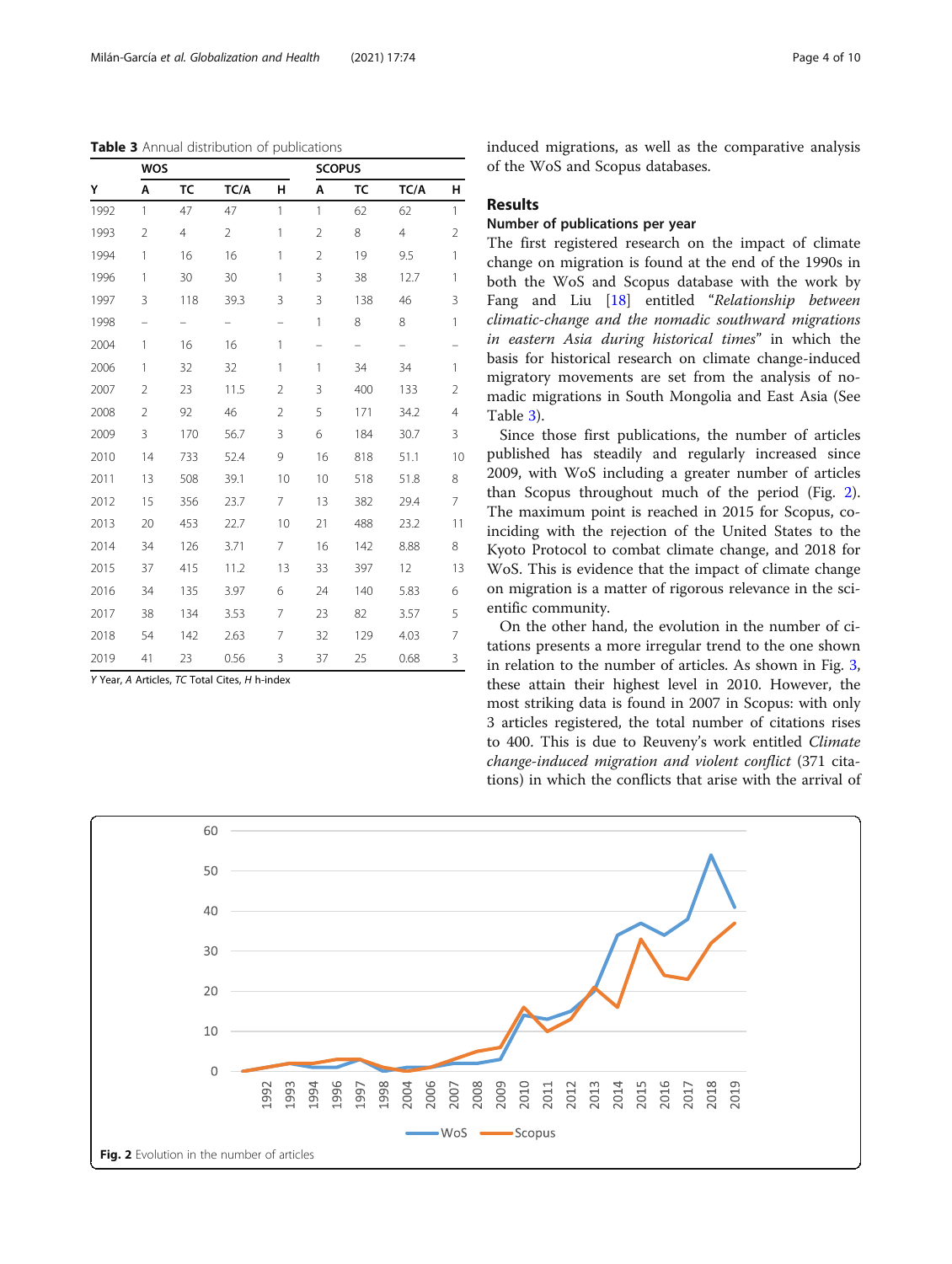**Table 3** Annual distribution of publications

| | WOS | | | | SCOPUS | | | |
|---|---|---|---|---|---|---|---|---|
| Y | A | TC | TC/A | H | A | TC | TC/A | H |
| 1992 | 1 | 47 | 47 | 1 | 1 | 62 | 62 | 1 |
| 1993 | 2 | 4 | 2 | 1 | 2 | 8 | 4 | 2 |
| 1994 | 1 | 16 | 16 | 1 | 2 | 19 | 9.5 | 1 |
| 1996 | 1 | 30 | 30 | 1 | 3 | 38 | 12.7 | 1 |
| 1997 | 3 | 118 | 39.3 | 3 | 3 | 138 | 46 | 3 |
| 1998 | – | – | – | – | 1 | 8 | 8 | 1 |
| 2004 | 1 | 16 | 16 | 1 | – | – | – | – |
| 2006 | 1 | 32 | 32 | 1 | 1 | 34 | 34 | 1 |
| 2007 | 2 | 23 | 11.5 | 2 | 3 | 400 | 133 | 2 |
| 2008 | 2 | 92 | 46 | 2 | 5 | 171 | 34.2 | 4 |
| 2009 | 3 | 170 | 56.7 | 3 | 6 | 184 | 30.7 | 3 |
| 2010 | 14 | 733 | 52.4 | 9 | 16 | 818 | 51.1 | 10 |
| 2011 | 13 | 508 | 39.1 | 10 | 10 | 518 | 51.8 | 8 |
| 2012 | 15 | 356 | 23.7 | 7 | 13 | 382 | 29.4 | 7 |
| 2013 | 20 | 453 | 22.7 | 10 | 21 | 488 | 23.2 | 11 |
| 2014 | 34 | 126 | 3.71 | 7 | 16 | 142 | 8.88 | 8 |
| 2015 | 37 | 415 | 11.2 | 13 | 33 | 397 | 12 | 13 |
| 2016 | 34 | 135 | 3.97 | 6 | 24 | 140 | 5.83 | 6 |
| 2017 | 38 | 134 | 3.53 | 7 | 23 | 82 | 3.57 | 5 |
| 2018 | 54 | 142 | 2.63 | 7 | 32 | 129 | 4.03 | 7 |
| 2019 | 41 | 23 | 0.56 | 3 | 37 | 25 | 0.68 | 3 |

*Y* Year, *A* Articles, *TC* Total Cites, *H* h-index

induced migrations, as well as the comparative analysis of the WoS and Scopus databases.

## Results

### Number of publications per year

The first registered research on the impact of climate change on migration is found at the end of the 1990s in both the WoS and Scopus database with the work by Fang and Liu [18] entitled "*Relationship between climatic-change and the nomadic southward migrations in eastern Asia during historical times*" in which the basis for historical research on climate change-induced migratory movements are set from the analysis of nomadic migrations in South Mongolia and East Asia (See Table 3).

Since those first publications, the number of articles published has steadily and regularly increased since 2009, with WoS including a greater number of articles than Scopus throughout much of the period (Fig. 2). The maximum point is reached in 2015 for Scopus, coinciding with the rejection of the United States to the Kyoto Protocol to combat climate change, and 2018 for WoS. This is evidence that the impact of climate change on migration is a matter of rigorous relevance in the scientific community.

On the other hand, the evolution in the number of citations presents a more irregular trend to the one shown in relation to the number of articles. As shown in Fig. 3, these attain their highest level in 2010. However, the most striking data is found in 2007 in Scopus: with only 3 articles registered, the total number of citations rises to 400. This is due to Reuveny's work entitled *Climate change-induced migration and violent conflict* (371 citations) in which the conflicts that arise with the arrival of

60
50
40
30
20
10
0
1992 1993 1994 1996 1997 1998 2004 2006 2007 2008 2009 2010 2011 2012 2013 2014 2015 2016 2017 2018 2019
WoS Scopus

**Fig. 2** Evolution in the number of articles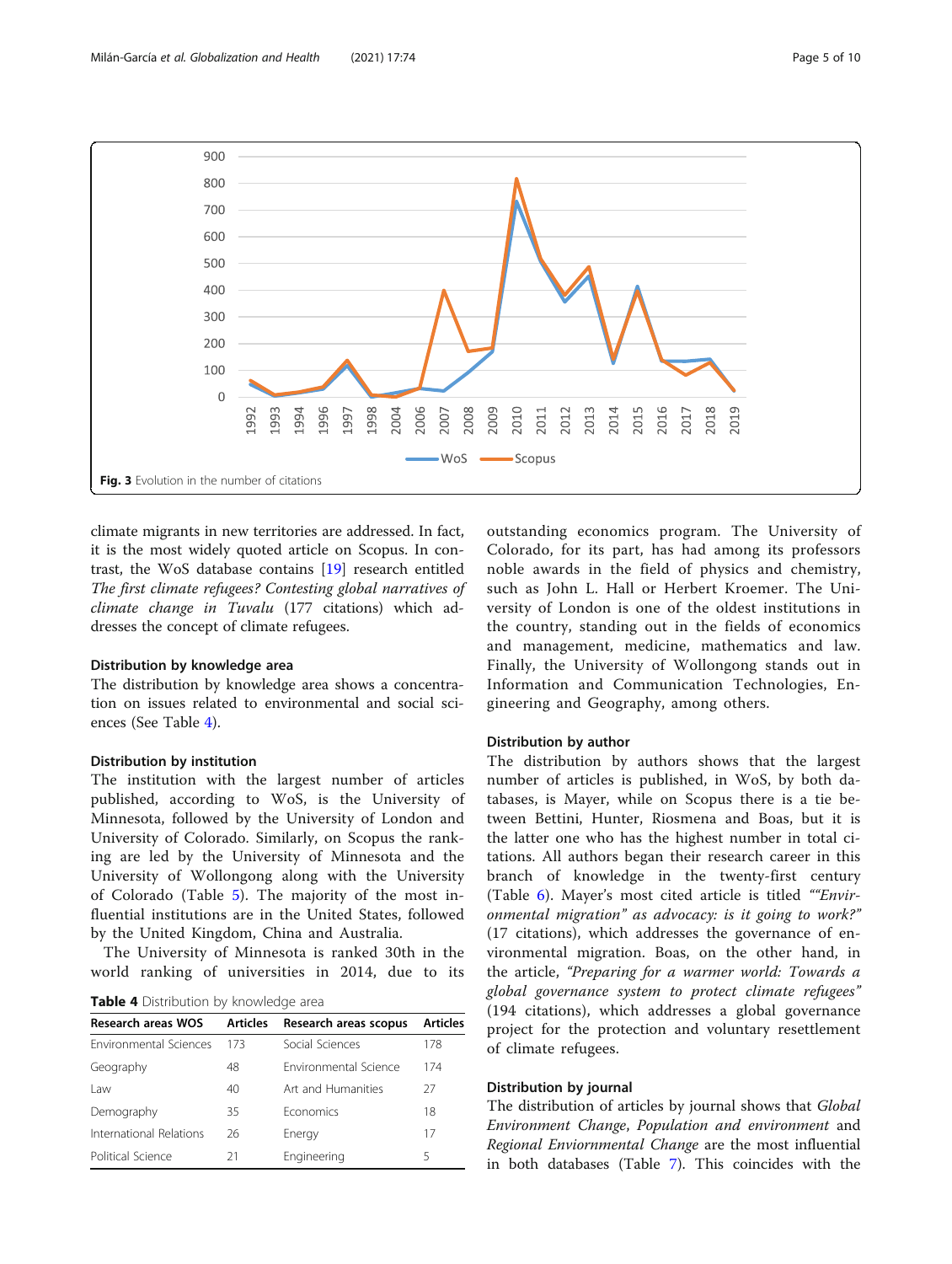900
800
700
600
500
400
300
200
100
0

1992 1993 1994 1996 1997 1998 2004 2006 2007 2008 2009 2010 2011 2012 2013 2014 2015 2016 2017 2018 2019

WoS Scopus

**Fig. 3** Evolution in the number of citations

climate migrants in new territories are addressed. In fact, it is the most widely quoted article on Scopus. In contrast, the WoS database contains [19] research entitled *The first climate refugees? Contesting global narratives of climate change in Tuvalu* (177 citations) which addresses the concept of climate refugees.

### Distribution by knowledge area

The distribution by knowledge area shows a concentration on issues related to environmental and social sciences (See Table 4).

### Distribution by institution

The institution with the largest number of articles published, according to WoS, is the University of Minnesota, followed by the University of London and University of Colorado. Similarly, on Scopus the ranking are led by the University of Minnesota and the University of Wollongong along with the University of Colorado (Table 5). The majority of the most influential institutions are in the United States, followed by the United Kingdom, China and Australia.

The University of Minnesota is ranked 30th in the world ranking of universities in 2014, due to its outstanding economics program. The University of Colorado, for its part, has had among its professors noble awards in the field of physics and chemistry, such as John L. Hall or Herbert Kroemer. The University of London is one of the oldest institutions in the country, standing out in the fields of economics and management, medicine, mathematics and law. Finally, the University of Wollongong stands out in Information and Communication Technologies, Engineering and Geography, among others.

**Table 4** Distribution by knowledge area

| Research areas WOS | Articles | Research areas scopus | Articles |
|---|---|---|---|
| Environmental Sciences | 173 | Social Sciences | 178 |
| Geography | 48 | Environmental Science | 174 |
| Law | 40 | Art and Humanities | 27 |
| Demography | 35 | Economics | 18 |
| International Relations | 26 | Energy | 17 |
| Political Science | 21 | Engineering | 5 |

### Distribution by author

The distribution by authors shows that the largest number of articles is published, in WoS, by both databases, is Mayer, while on Scopus there is a tie between Bettini, Hunter, Riosmena and Boas, but it is the latter one who has the highest number in total citations. All authors began their research career in this branch of knowledge in the twenty-first century (Table 6). Mayer's most cited article is titled *""Environmental migration" as advocacy: is it going to work?"* (17 citations), which addresses the governance of environmental migration. Boas, on the other hand, in the article, *"Preparing for a warmer world: Towards a global governance system to protect climate refugees"* (194 citations), which addresses a global governance project for the protection and voluntary resettlement of climate refugees.

### Distribution by journal

The distribution of articles by journal shows that *Global Environment Change*, *Population and environment* and *Regional Enviornmental Change* are the most influential in both databases (Table 7). This coincides with the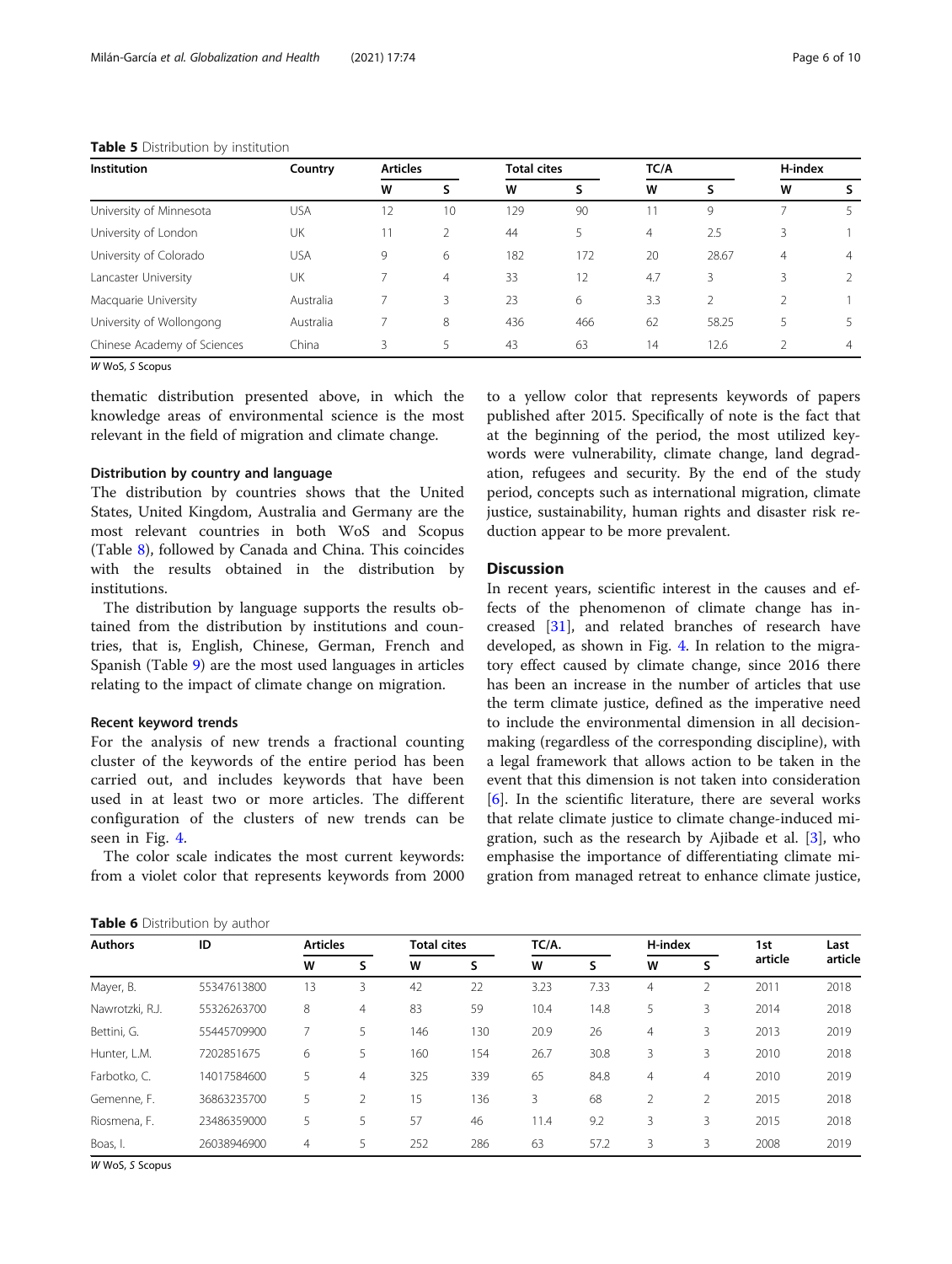**Table 5** Distribution by institution

| Institution | Country | Articles | | Total cites | | TC/A | | H-index | |
|---|---|---|---|---|---|---|---|---|---|
| | | W | S | W | S | W | S | W | S |
| University of Minnesota | USA | 12 | 10 | 129 | 90 | 11 | 9 | 7 | 5 |
| University of London | UK | 11 | 2 | 44 | 5 | 4 | 2.5 | 3 | 1 |
| University of Colorado | USA | 9 | 6 | 182 | 172 | 20 | 28.67 | 4 | 4 |
| Lancaster University | UK | 7 | 4 | 33 | 12 | 4.7 | 3 | 3 | 2 |
| Macquarie University | Australia | 7 | 3 | 23 | 6 | 3.3 | 2 | 2 | 1 |
| University of Wollongong | Australia | 7 | 8 | 436 | 466 | 62 | 58.25 | 5 | 5 |
| Chinese Academy of Sciences | China | 3 | 5 | 43 | 63 | 14 | 12.6 | 2 | 4 |

*W* WoS, *S* Scopus

thematic distribution presented above, in which the knowledge areas of environmental science is the most relevant in the field of migration and climate change.

### Distribution by country and language

The distribution by countries shows that the United States, United Kingdom, Australia and Germany are the most relevant countries in both WoS and Scopus (Table 8), followed by Canada and China. This coincides with the results obtained in the distribution by institutions.

The distribution by language supports the results obtained from the distribution by institutions and countries, that is, English, Chinese, German, French and Spanish (Table 9) are the most used languages in articles relating to the impact of climate change on migration.

### Recent keyword trends

For the analysis of new trends a fractional counting cluster of the keywords of the entire period has been carried out, and includes keywords that have been used in at least two or more articles. The different configuration of the clusters of new trends can be seen in Fig. 4.

The color scale indicates the most current keywords: from a violet color that represents keywords from 2000 to a yellow color that represents keywords of papers published after 2015. Specifically of note is the fact that at the beginning of the period, the most utilized keywords were vulnerability, climate change, land degradation, refugees and security. By the end of the study period, concepts such as international migration, climate justice, sustainability, human rights and disaster risk reduction appear to be more prevalent.

## Discussion

In recent years, scientific interest in the causes and effects of the phenomenon of climate change has increased [31], and related branches of research have developed, as shown in Fig. 4. In relation to the migratory effect caused by climate change, since 2016 there has been an increase in the number of articles that use the term climate justice, defined as the imperative need to include the environmental dimension in all decision-making (regardless of the corresponding discipline), with a legal framework that allows action to be taken in the event that this dimension is not taken into consideration [6]. In the scientific literature, there are several works that relate climate justice to climate change-induced migration, such as the research by Ajibade et al. [3], who emphasise the importance of differentiating climate migration from managed retreat to enhance climate justice,

**Table 6** Distribution by author

| Authors | ID | Articles | | Total cites | | TC/A. | | H-index | | 1st article | Last article |
|---|---|---|---|---|---|---|---|---|---|---|---|
| | | W | S | W | S | W | S | W | S | | |
| Mayer, B. | 55347613800 | 13 | 3 | 42 | 22 | 3.23 | 7.33 | 4 | 2 | 2011 | 2018 |
| Nawrotzki, R.J. | 55326263700 | 8 | 4 | 83 | 59 | 10.4 | 14.8 | 5 | 3 | 2014 | 2018 |
| Bettini, G. | 55445709900 | 7 | 5 | 146 | 130 | 20.9 | 26 | 4 | 3 | 2013 | 2019 |
| Hunter, L.M. | 7202851675 | 6 | 5 | 160 | 154 | 26.7 | 30.8 | 3 | 3 | 2010 | 2018 |
| Farbotko, C. | 14017584600 | 5 | 4 | 325 | 339 | 65 | 84.8 | 4 | 4 | 2010 | 2019 |
| Gemenne, F. | 36863235700 | 5 | 2 | 15 | 136 | 3 | 68 | 2 | 2 | 2015 | 2018 |
| Riosmena, F. | 23486359000 | 5 | 5 | 57 | 46 | 11.4 | 9.2 | 3 | 3 | 2015 | 2018 |
| Boas, I. | 26038946900 | 4 | 5 | 252 | 286 | 63 | 57.2 | 3 | 3 | 2008 | 2019 |

*W* WoS, *S* Scopus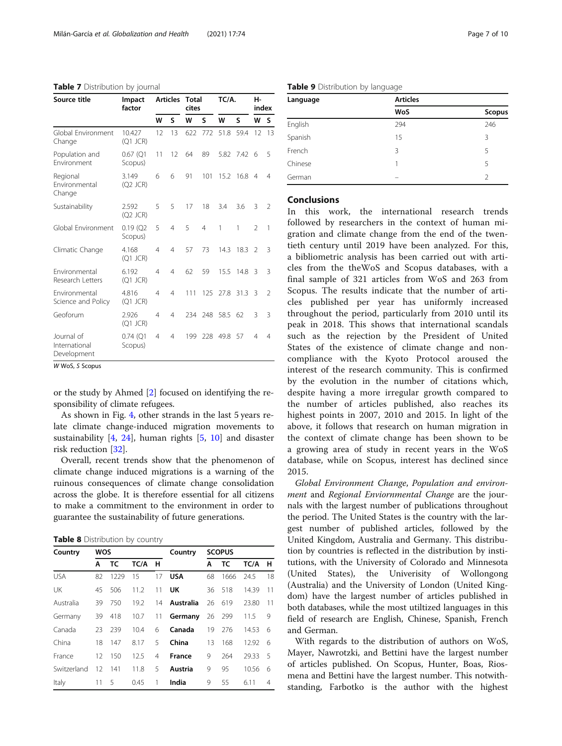**Table 7** Distribution by journal

| Source title | Impact factor | Articles | | Total cites | | TC/A. | | H-index | |
|---|---|---|---|---|---|---|---|---|---|
| | | W | S | W | S | W | S | W | S |
| Global Environment Change | 10.427 (Q1 JCR) | 12 | 13 | 622 | 772 | 51.8 | 59.4 | 12 | 13 |
| Population and Environment | 0.67 (Q1 Scopus) | 11 | 12 | 64 | 89 | 5.82 | 7.42 | 6 | 5 |
| Regional Environmental Change | 3.149 (Q2 JCR) | 6 | 6 | 91 | 101 | 15.2 | 16.8 | 4 | 4 |
| Sustainability | 2.592 (Q2 JCR) | 5 | 5 | 17 | 18 | 3.4 | 3.6 | 3 | 2 |
| Global Environment | 0.19 (Q2 Scopus) | 5 | 4 | 5 | 4 | 1 | 1 | 2 | 1 |
| Climatic Change | 4.168 (Q1 JCR) | 4 | 4 | 57 | 73 | 14.3 | 18.3 | 2 | 3 |
| Environmental Research Letters | 6.192 (Q1 JCR) | 4 | 4 | 62 | 59 | 15.5 | 14.8 | 3 | 3 |
| Environmental Science and Policy | 4.816 (Q1 JCR) | 4 | 4 | 111 | 125 | 27.8 | 31.3 | 3 | 2 |
| Geoforum | 2.926 (Q1 JCR) | 4 | 4 | 234 | 248 | 58.5 | 62 | 3 | 3 |
| Journal of International Development | 0.74 (Q1 Scopus) | 4 | 4 | 199 | 228 | 49.8 | 57 | 4 | 4 |

*W* WoS, *S* Scopus

or the study by Ahmed [2] focused on identifying the responsibility of climate refugees.

As shown in Fig. 4, other strands in the last 5 years relate climate change-induced migration movements to sustainability [4, 24], human rights [5, 10] and disaster risk reduction [32].

Overall, recent trends show that the phenomenon of climate change induced migrations is a warning of the ruinous consequences of climate change consolidation across the globe. It is therefore essential for all citizens to make a commitment to the environment in order to guarantee the sustainability of future generations.

**Table 8** Distribution by country

| Country | WOS | | | | Country | SCOPUS | | | |
|---|---|---|---|---|---|---|---|---|---|
| | A | TC | TC/A | H | | A | TC | TC/A | H |
| USA | 82 | 1229 | 15 | 17 | **USA** | 68 | 1666 | 24.5 | 18 |
| UK | 45 | 506 | 11.2 | 11 | **UK** | 36 | 518 | 14.39 | 11 |
| Australia | 39 | 750 | 19.2 | 14 | **Australia** | 26 | 619 | 23.80 | 11 |
| Germany | 39 | 418 | 10.7 | 11 | **Germany** | 26 | 299 | 11.5 | 9 |
| Canada | 23 | 239 | 10.4 | 6 | **Canada** | 19 | 276 | 14.53 | 6 |
| China | 18 | 147 | 8.17 | 5 | **China** | 13 | 168 | 12.92 | 6 |
| France | 12 | 150 | 12.5 | 4 | **France** | 9 | 264 | 29.33 | 5 |
| Switzerland | 12 | 141 | 11.8 | 5 | **Austria** | 9 | 95 | 10.56 | 6 |
| Italy | 11 | 5 | 0.45 | 1 | **India** | 9 | 55 | 6.11 | 4 |

**Table 9** Distribution by language

| Language | Articles | |
|---|---|---|
| | WoS | Scopus |
| English | 294 | 246 |
| Spanish | 15 | 3 |
| French | 3 | 5 |
| Chinese | 1 | 5 |
| German | – | 2 |

## Conclusions

In this work, the international research trends followed by researchers in the context of human migration and climate change from the end of the twentieth century until 2019 have been analyzed. For this, a bibliometric analysis has been carried out with articles from the theWoS and Scopus databases, with a final sample of 321 articles from WoS and 263 from Scopus. The results indicate that the number of articles published per year has uniformly increased throughout the period, particularly from 2010 until its peak in 2018. This shows that international scandals such as the rejection by the President of United States of the existence of climate change and non-compliance with the Kyoto Protocol aroused the interest of the research community. This is confirmed by the evolution in the number of citations which, despite having a more irregular growth compared to the number of articles published, also reaches its highest points in 2007, 2010 and 2015. In light of the above, it follows that research on human migration in the context of climate change has been shown to be a growing area of study in recent years in the WoS database, while on Scopus, interest has declined since 2015.

*Global Environment Change*, *Population and environment* and *Regional Enviornmental Change* are the journals with the largest number of publications throughout the period. The United States is the country with the largest number of published articles, followed by the United Kingdom, Australia and Germany. This distribution by countries is reflected in the distribution by institutions, with the University of Colorado and Minnesota (United States), the Univerisity of Wollongong (Australia) and the University of London (United Kingdom) have the largest number of articles published in both databases, while the most utiltized languages in this field of research are English, Chinese, Spanish, French and German.

With regards to the distribution of authors on WoS, Mayer, Nawrotzki, and Bettini have the largest number of articles published. On Scopus, Hunter, Boas, Riosmena and Bettini have the largest number. This notwithstanding, Farbotko is the author with the highest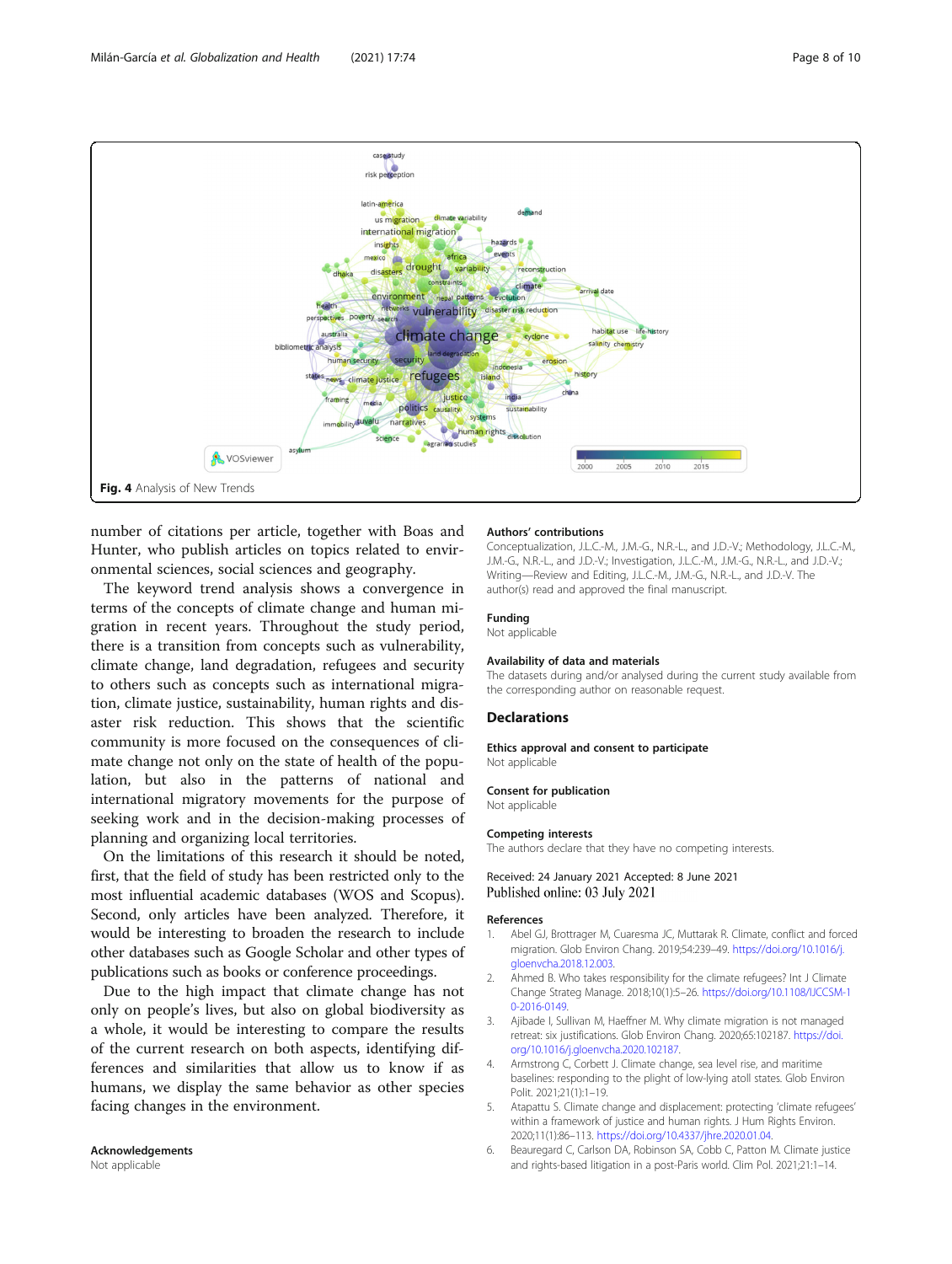Fig. 4 Analysis of New Trends

number of citations per article, together with Boas and Hunter, who publish articles on topics related to environmental sciences, social sciences and geography.

The keyword trend analysis shows a convergence in terms of the concepts of climate change and human migration in recent years. Throughout the study period, there is a transition from concepts such as vulnerability, climate change, land degradation, refugees and security to others such as concepts such as international migration, climate justice, sustainability, human rights and disaster risk reduction. This shows that the scientific community is more focused on the consequences of climate change not only on the state of health of the population, but also in the patterns of national and international migratory movements for the purpose of seeking work and in the decision-making processes of planning and organizing local territories.

On the limitations of this research it should be noted, first, that the field of study has been restricted only to the most influential academic databases (WOS and Scopus). Second, only articles have been analyzed. Therefore, it would be interesting to broaden the research to include other databases such as Google Scholar and other types of publications such as books or conference proceedings.

Due to the high impact that climate change has not only on people's lives, but also on global biodiversity as a whole, it would be interesting to compare the results of the current research on both aspects, identifying differences and similarities that allow us to know if as humans, we display the same behavior as other species facing changes in the environment.

#### Acknowledgements

Not applicable

#### Authors' contributions

Conceptualization, J.L.C.-M., J.M.-G., N.R.-L., and J.D.-V.; Methodology, J.L.C.-M., J.M.-G., N.R.-L., and J.D.-V.; Investigation, J.L.C.-M., J.M.-G., N.R.-L., and J.D.-V.; Writing—Review and Editing, J.L.C.-M., J.M.-G., N.R.-L., and J.D.-V. The author(s) read and approved the final manuscript.

#### Funding

Not applicable

#### Availability of data and materials

The datasets during and/or analysed during the current study available from the corresponding author on reasonable request.

## Declarations

#### Ethics approval and consent to participate

Not applicable

#### Consent for publication

Not applicable

#### Competing interests

The authors declare that they have no competing interests.

Received: 24 January 2021 Accepted: 8 June 2021
Published online: 03 July 2021

#### References

1. Abel GJ, Brottrager M, Cuaresma JC, Muttarak R. Climate, conflict and forced migration. Glob Environ Chang. 2019;54:239–49. https://doi.org/10.1016/j.gloenvcha.2018.12.003.
2. Ahmed B. Who takes responsibility for the climate refugees? Int J Climate Change Strateg Manage. 2018;10(1):5–26. https://doi.org/10.1108/IJCCSM-10-2016-0149.
3. Ajibade I, Sullivan M, Haeffner M. Why climate migration is not managed retreat: six justifications. Glob Environ Chang. 2020;65:102187. https://doi.org/10.1016/j.gloenvcha.2020.102187.
4. Armstrong C, Corbett J. Climate change, sea level rise, and maritime baselines: responding to the plight of low-lying atoll states. Glob Environ Polit. 2021;21(1):1–19.
5. Atapattu S. Climate change and displacement: protecting 'climate refugees' within a framework of justice and human rights. J Hum Rights Environ. 2020;11(1):86–113. https://doi.org/10.4337/jhre.2020.01.04.
6. Beauregard C, Carlson DA, Robinson SA, Cobb C, Patton M. Climate justice and rights-based litigation in a post-Paris world. Clim Pol. 2021;21:1–14.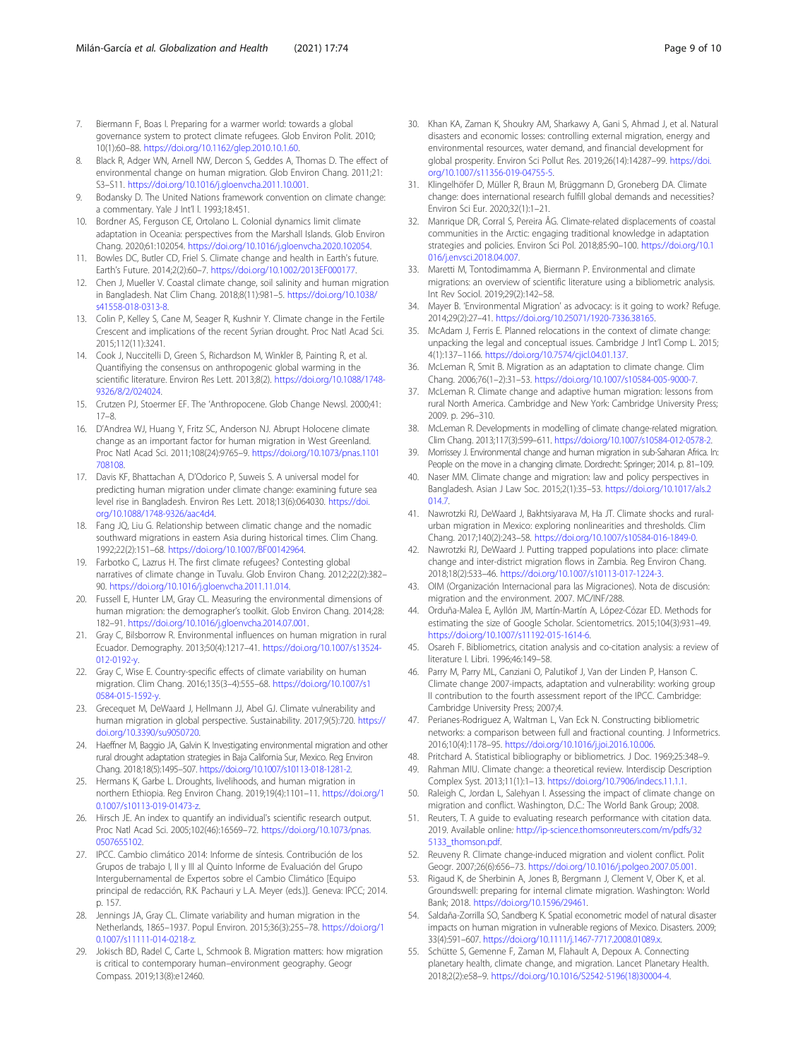7. Biermann F, Boas I. Preparing for a warmer world: towards a global governance system to protect climate refugees. Glob Environ Polit. 2010; 10(1):60–88. https://doi.org/10.1162/glep.2010.10.1.60.
8. Black R, Adger WN, Arnell NW, Dercon S, Geddes A, Thomas D. The effect of environmental change on human migration. Glob Environ Chang. 2011;21: S3–S11. https://doi.org/10.1016/j.gloenvcha.2011.10.001.
9. Bodansky D. The United Nations framework convention on climate change: a commentary. Yale J Int'l l. 1993;18:451.
10. Bordner AS, Ferguson CE, Ortolano L. Colonial dynamics limit climate adaptation in Oceania: perspectives from the Marshall Islands. Glob Environ Chang. 2020;61:102054. https://doi.org/10.1016/j.gloenvcha.2020.102054.
11. Bowles DC, Butler CD, Friel S. Climate change and health in Earth's future. Earth's Future. 2014;2(2):60–7. https://doi.org/10.1002/2013EF000177.
12. Chen J, Mueller V. Coastal climate change, soil salinity and human migration in Bangladesh. Nat Clim Chang. 2018;8(11):981–5. https://doi.org/10.1038/s41558-018-0313-8.
13. Colin P, Kelley S, Cane M, Seager R, Kushnir Y. Climate change in the Fertile Crescent and implications of the recent Syrian drought. Proc Natl Acad Sci. 2015;112(11):3241.
14. Cook J, Nuccitelli D, Green S, Richardson M, Winkler B, Painting R, et al. Quantifiying the consensus on anthropogenic global warming in the scientific literature. Environ Res Lett. 2013;8(2). https://doi.org/10.1088/1748-9326/8/2/024024.
15. Crutzen PJ, Stoermer EF. The 'Anthropocene. Glob Change Newsl. 2000;41: 17–8.
16. D'Andrea WJ, Huang Y, Fritz SC, Anderson NJ. Abrupt Holocene climate change as an important factor for human migration in West Greenland. Proc Natl Acad Sci. 2011;108(24):9765–9. https://doi.org/10.1073/pnas.1101708108.
17. Davis KF, Bhattachan A, D'Odorico P, Suweis S. A universal model for predicting human migration under climate change: examining future sea level rise in Bangladesh. Environ Res Lett. 2018;13(6):064030. https://doi.org/10.1088/1748-9326/aac4d4.
18. Fang JQ, Liu G. Relationship between climatic change and the nomadic southward migrations in eastern Asia during historical times. Clim Chang. 1992;22(2):151–68. https://doi.org/10.1007/BF00142964.
19. Farbotko C, Lazrus H. The first climate refugees? Contesting global narratives of climate change in Tuvalu. Glob Environ Chang. 2012;22(2):382–90. https://doi.org/10.1016/j.gloenvcha.2011.11.014.
20. Fussell E, Hunter LM, Gray CL. Measuring the environmental dimensions of human migration: the demographer's toolkit. Glob Environ Chang. 2014;28: 182–91. https://doi.org/10.1016/j.gloenvcha.2014.07.001.
21. Gray C, Bilsborrow R. Environmental influences on human migration in rural Ecuador. Demography. 2013;50(4):1217–41. https://doi.org/10.1007/s13524-012-0192-y.
22. Gray C, Wise E. Country-specific effects of climate variability on human migration. Clim Chang. 2016;135(3–4):555–68. https://doi.org/10.1007/s10584-015-1592-y.
23. Grecequet M, DeWaard J, Hellmann JJ, Abel GJ. Climate vulnerability and human migration in global perspective. Sustainability. 2017;9(5):720. https://doi.org/10.3390/su9050720.
24. Haeffner M, Baggio JA, Galvin K. Investigating environmental migration and other rural drought adaptation strategies in Baja California Sur, Mexico. Reg Environ Chang. 2018;18(5):1495–507. https://doi.org/10.1007/s10113-018-1281-2.
25. Hermans K, Garbe L. Droughts, livelihoods, and human migration in northern Ethiopia. Reg Environ Chang. 2019;19(4):1101–11. https://doi.org/10.1007/s10113-019-01473-z.
26. Hirsch JE. An index to quantify an individual's scientific research output. Proc Natl Acad Sci. 2005;102(46):16569–72. https://doi.org/10.1073/pnas.0507655102.
27. IPCC. Cambio climático 2014: Informe de síntesis. Contribución de los Grupos de trabajo I, II y III al Quinto Informe de Evaluación del Grupo Intergubernamental de Expertos sobre el Cambio Climático [Equipo principal de redacción, R.K. Pachauri y L.A. Meyer (eds.)]. Geneva: IPCC; 2014. p. 157.
28. Jennings JA, Gray CL. Climate variability and human migration in the Netherlands, 1865–1937. Popul Environ. 2015;36(3):255–78. https://doi.org/10.1007/s11111-014-0218-z.
29. Jokisch BD, Radel C, Carte L, Schmook B. Migration matters: how migration is critical to contemporary human–environment geography. Geogr Compass. 2019;13(8):e12460.
30. Khan KA, Zaman K, Shoukry AM, Sharkawy A, Gani S, Ahmad J, et al. Natural disasters and economic losses: controlling external migration, energy and environmental resources, water demand, and financial development for global prosperity. Environ Sci Pollut Res. 2019;26(14):14287–99. https://doi.org/10.1007/s11356-019-04755-5.
31. Klingelhöfer D, Müller R, Braun M, Brüggmann D, Groneberg DA. Climate change: does international research fulfill global demands and necessities? Environ Sci Eur. 2020;32(1):1–21.
32. Manrique DR, Corral S, Pereira ÂG. Climate-related displacements of coastal communities in the Arctic: engaging traditional knowledge in adaptation strategies and policies. Environ Sci Pol. 2018;85:90–100. https://doi.org/10.1016/j.envsci.2018.04.007.
33. Maretti M, Tontodimamma A, Biermann P. Environmental and climate migrations: an overview of scientific literature using a bibliometric analysis. Int Rev Sociol. 2019;29(2):142–58.
34. Mayer B. 'Environmental Migration' as advocacy: is it going to work? Refuge. 2014;29(2):27–41. https://doi.org/10.25071/1920-7336.38165.
35. McAdam J, Ferris E. Planned relocations in the context of climate change: unpacking the legal and conceptual issues. Cambridge J Int'l Comp L. 2015; 4(1):137–1166. https://doi.org/10.7574/cjicl.04.01.137.
36. McLeman R, Smit B. Migration as an adaptation to climate change. Clim Chang. 2006;76(1–2):31–53. https://doi.org/10.1007/s10584-005-9000-7.
37. McLeman R. Climate change and adaptive human migration: lessons from rural North America. Cambridge and New York: Cambridge University Press; 2009. p. 296–310.
38. McLeman R. Developments in modelling of climate change-related migration. Clim Chang. 2013;117(3):599–611. https://doi.org/10.1007/s10584-012-0578-2.
39. Morrissey J. Environmental change and human migration in sub-Saharan Africa. In: People on the move in a changing climate. Dordrecht: Springer; 2014. p. 81–109.
40. Naser MM. Climate change and migration: law and policy perspectives in Bangladesh. Asian J Law Soc. 2015;2(1):35–53. https://doi.org/10.1017/als.2014.7.
41. Nawrotzki RJ, DeWaard J, Bakhtsiyarava M, Ha JT. Climate shocks and rural-urban migration in Mexico: exploring nonlinearities and thresholds. Clim Chang. 2017;140(2):243–58. https://doi.org/10.1007/s10584-016-1849-0.
42. Nawrotzki RJ, DeWaard J. Putting trapped populations into place: climate change and inter-district migration flows in Zambia. Reg Environ Chang. 2018;18(2):533–46. https://doi.org/10.1007/s10113-017-1224-3.
43. OIM (Organización Internacional para las Migraciones). Nota de discusión: migration and the environment. 2007. MC/INF/288.
44. Orduña-Malea E, Ayllón JM, Martín-Martín A, López-Cózar ED. Methods for estimating the size of Google Scholar. Scientometrics. 2015;104(3):931–49. https://doi.org/10.1007/s11192-015-1614-6.
45. Osareh F. Bibliometrics, citation analysis and co-citation analysis: a review of literature I. Libri. 1996;46:149–58.
46. Parry M, Parry ML, Canziani O, Palutikof J, Van der Linden P, Hanson C. Climate change 2007-impacts, adaptation and vulnerability: working group II contribution to the fourth assessment report of the IPCC. Cambridge: Cambridge University Press; 2007;4.
47. Perianes-Rodriguez A, Waltman L, Van Eck N. Constructing bibliometric networks: a comparison between full and fractional counting. J Informetrics. 2016;10(4):1178–95. https://doi.org/10.1016/j.joi.2016.10.006.
48. Pritchard A. Statistical bibliography or bibliometrics. J Doc. 1969;25:348–9.
49. Rahman MIU. Climate change: a theoretical review. Interdiscip Description Complex Syst. 2013;11(1):1–13. https://doi.org/10.7906/indecs.11.1.1.
50. Raleigh C, Jordan L, Salehyan I. Assessing the impact of climate change on migration and conflict. Washington, D.C.: The World Bank Group; 2008.
51. Reuters, T. A guide to evaluating research performance with citation data. 2019. Available online: http://ip-science.thomsonreuters.com/m/pdfs/325133_thomson.pdf.
52. Reuveny R. Climate change-induced migration and violent conflict. Polit Geogr. 2007;26(6):656–73. https://doi.org/10.1016/j.polgeo.2007.05.001.
53. Rigaud K, de Sherbinin A, Jones B, Bergmann J, Clement V, Ober K, et al. Groundswell: preparing for internal climate migration. Washington: World Bank; 2018. https://doi.org/10.1596/29461.
54. Saldaña-Zorrilla SO, Sandberg K. Spatial econometric model of natural disaster impacts on human migration in vulnerable regions of Mexico. Disasters. 2009; 33(4):591–607. https://doi.org/10.1111/j.1467-7717.2008.01089.x.
55. Schütte S, Gemenne F, Zaman M, Flahault A, Depoux A. Connecting planetary health, climate change, and migration. Lancet Planetary Health. 2018;2(2):e58–9. https://doi.org/10.1016/S2542-5196(18)30004-4.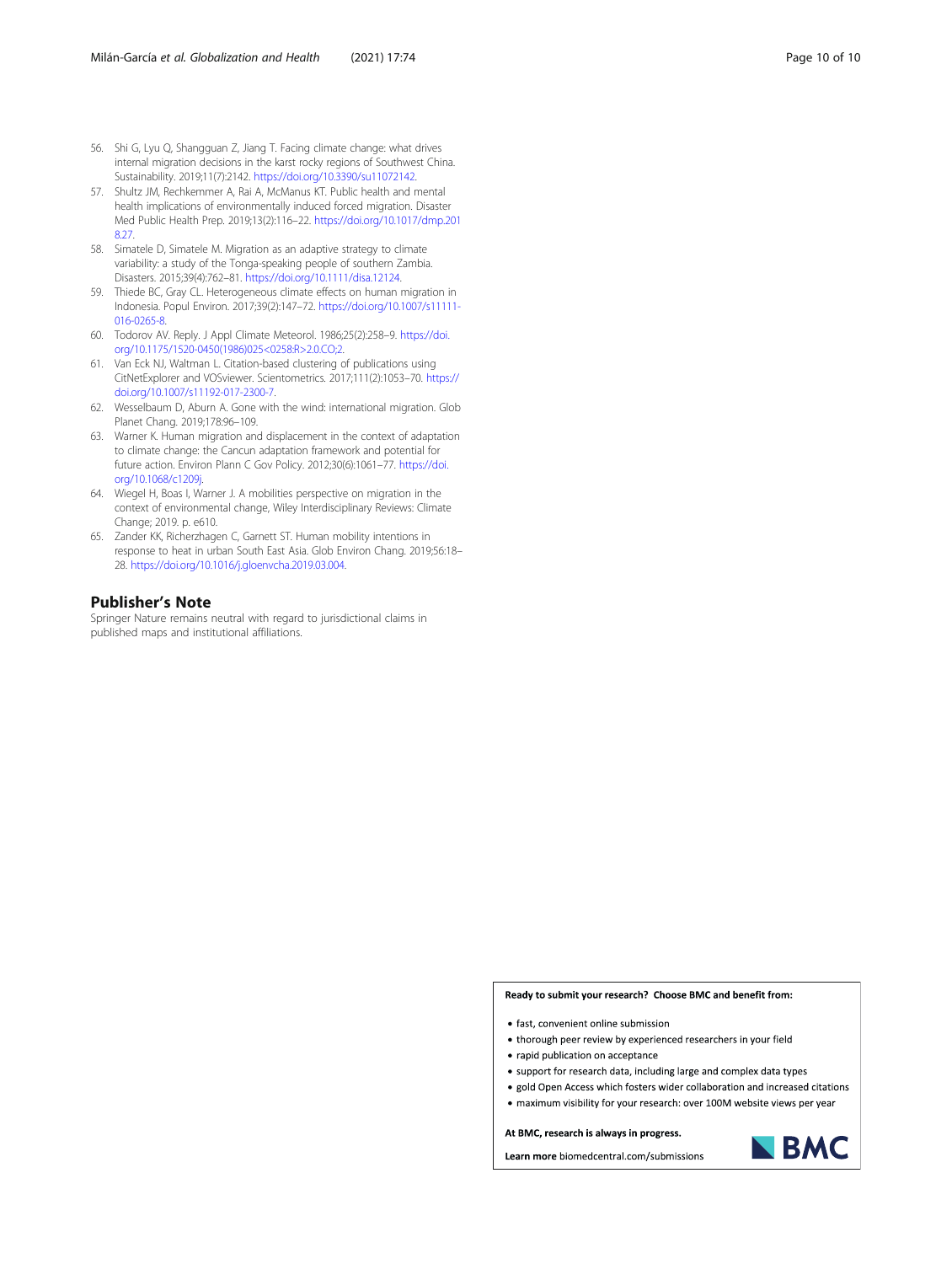56. Shi G, Lyu Q, Shangguan Z, Jiang T. Facing climate change: what drives internal migration decisions in the karst rocky regions of Southwest China. Sustainability. 2019;11(7):2142. https://doi.org/10.3390/su11072142.
57. Shultz JM, Rechkemmer A, Rai A, McManus KT. Public health and mental health implications of environmentally induced forced migration. Disaster Med Public Health Prep. 2019;13(2):116–22. https://doi.org/10.1017/dmp.2018.27.
58. Simatele D, Simatele M. Migration as an adaptive strategy to climate variability: a study of the Tonga-speaking people of southern Zambia. Disasters. 2015;39(4):762–81. https://doi.org/10.1111/disa.12124.
59. Thiede BC, Gray CL. Heterogeneous climate effects on human migration in Indonesia. Popul Environ. 2017;39(2):147–72. https://doi.org/10.1007/s11111-016-0265-8.
60. Todorov AV. Reply. J Appl Climate Meteorol. 1986;25(2):258–9. https://doi.org/10.1175/1520-0450(1986)025<0258:R>2.0.CO;2.
61. Van Eck NJ, Waltman L. Citation-based clustering of publications using CitNetExplorer and VOSviewer. Scientometrics. 2017;111(2):1053–70. https://doi.org/10.1007/s11192-017-2300-7.
62. Wesselbaum D, Aburn A. Gone with the wind: international migration. Glob Planet Chang. 2019;178:96–109.
63. Warner K. Human migration and displacement in the context of adaptation to climate change: the Cancun adaptation framework and potential for future action. Environ Plann C Gov Policy. 2012;30(6):1061–77. https://doi.org/10.1068/c1209j.
64. Wiegel H, Boas I, Warner J. A mobilities perspective on migration in the context of environmental change, Wiley Interdisciplinary Reviews: Climate Change; 2019. p. e610.
65. Zander KK, Richerzhagen C, Garnett ST. Human mobility intentions in response to heat in urban South East Asia. Glob Environ Chang. 2019;56:18–28. https://doi.org/10.1016/j.gloenvcha.2019.03.004.

## Publisher's Note

Springer Nature remains neutral with regard to jurisdictional claims in published maps and institutional affiliations.

**Ready to submit your research? Choose BMC and benefit from:**

- fast, convenient online submission
- thorough peer review by experienced researchers in your field
- rapid publication on acceptance
- support for research data, including large and complex data types
- gold Open Access which fosters wider collaboration and increased citations
- maximum visibility for your research: over 100M website views per year

**At BMC, research is always in progress.**

**Learn more** biomedcentral.com/submissions

BMC